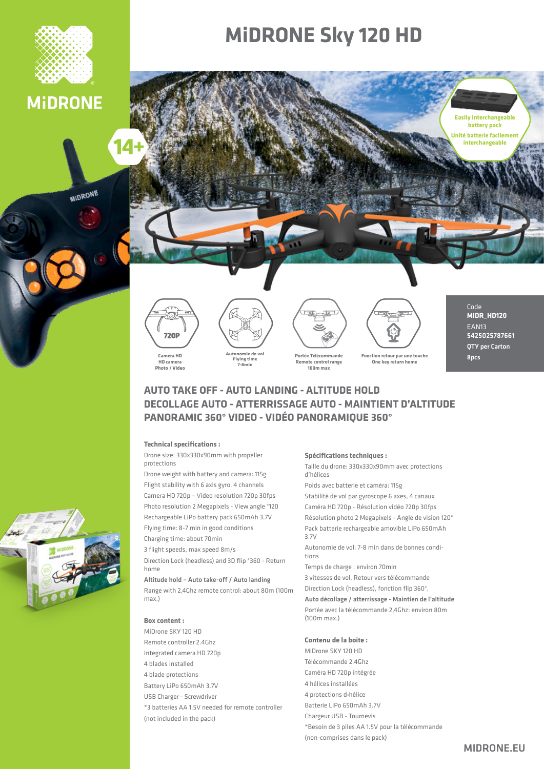MiDRONE

# MiDRONE Sky 120 HD

14+

Easily interchangeable battery pack
Unité batterie facilement interchangeable

Caméra HD
HD camera
Photo / Video

Autonomie de vol
Flying time
7-8min

Portée Télécommande
Remote control range
100m max

Fonction retour par une touche
One key return home

Code
**MIDR_HD120**
EAN13
**5425025787661**
**QTY per Carton**
**8pcs**

## AUTO TAKE OFF - AUTO LANDING - ALTITUDE HOLD
## DECOLLAGE AUTO - ATTERRISSAGE AUTO - MAINTIENT D'ALTITUDE
## PANORAMIC 360° VIDEO - VIDÉO PANORAMIQUE 360°

**Technical specifications :**

Drone size: 330x330x90mm with propeller protections

Drone weight with battery and camera: 115g

Flight stability with 6 axis gyro, 4 channels

Camera HD 720p – Video resolution 720p 30fps

Photo resolution 2 Megapixels - View angle °120

Rechargeable LiPo battery pack 650mAh 3.7V

Flying time: 8-7 min in good conditions

Charging time: about 70min

3 flight speeds, max speed 8m/s

Direction Lock (headless) and 3D flip °360 - Return home

**Altitude hold – Auto take-off / Auto landing**

Range with 2,4Ghz remote control: about 80m (100m max.)

**Box content :**

MiDrone SKY 120 HD

Remote controller 2.4Ghz

Integrated camera HD 720p

4 blades installed

4 blade protections

Battery LiPo 650mAh 3.7V

USB Charger - Screwdriver

*3 batteries AA 1.5V needed for remote controller (not included in the pack)

**Spécifications techniques :**

Taille du drone: 330x330x90mm avec protections d'hélices

Poids avec batterie et caméra: 115g

Stabilité de vol par gyroscope 6 axes, 4 canaux

Caméra HD 720p - Résolution vidéo 720p 30fps

Résolution photo 2 Megapixels - Angle de vision 120°

Pack batterie rechargeable amovible LiPo 650mAh 3.7V

Autonomie de vol: 7-8 min dans de bonnes conditions

Temps de charge : environ 70min

3 vitesses de vol, Retour vers télécommande

Direction Lock (headless), fonction flip 360°,

**Auto décollage / atterrissage - Maintien de l'altitude**

Portée avec la télécommande 2,4Ghz: environ 80m (100m max.)

**Contenu de la boîte :**

MiDrone SKY 120 HD

Télécommande 2.4Ghz

Caméra HD 720p intégrée

4 hélices installées

4 protections d›hélice

Batterie LiPo 650mAh 3.7V

Chargeur USB - Tournevis

*Besoin de 3 piles AA 1.5V pour la télécommande (non-comprises dans le pack)

MIDRONE.EU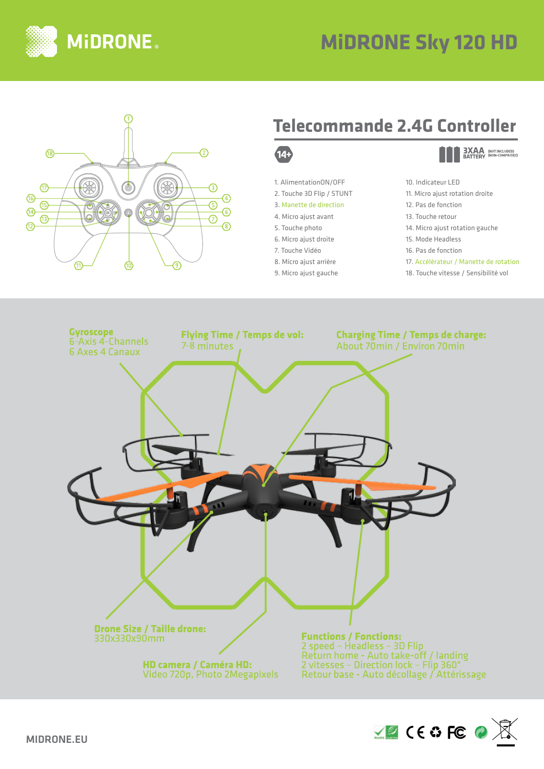# MiDRONE Sky 120 HD

## Telecommande 2.4G Controller

14+

3XAA BATTERY (NOT INCLUDED) (NON-COMPRISES)

1. AlimentationON/OFF
2. Touche 3D Flip / STUNT
3. Manette de direction
4. Micro ajust avant
5. Touche photo
6. Micro ajust droite
7. Touche Vidéo
8. Micro ajust arrière
9. Micro ajust gauche
10. Indicateur LED
11. Micro ajust rotation droite
12. Pas de fonction
13. Touche retour
14. Micro ajust rotation gauche
15. Mode Headless
16. Pas de fonction
17. Accélérateur / Manette de rotation
18. Touche vitesse / Sensibilité vol

**Gyroscope**
6-Axis 4-Channels
6 Axes 4 Canaux

**Flying Time / Temps de vol:**
7-8 minutes

**Charging Time / Temps de charge:**
About 70min / Environ 70min

**Drone Size / Taille drone:**
330x330x90mm

**HD camera / Caméra HD:**
Video 720p, Photo 2Megapixels

**Functions / Fonctions:**
2 speed – Headless – 3D Flip
Return home - Auto take-off / landing
2 vitesses – Direction lock – Flip 360°
Retour base - Auto décollage / Attérissage

MIDRONE.EU